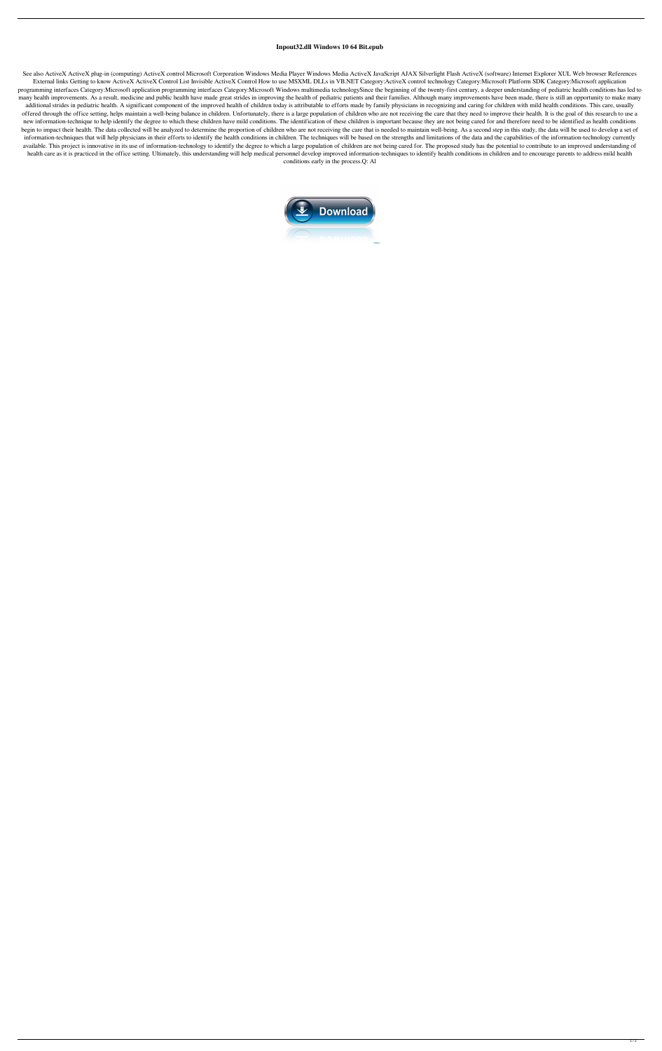# Inpout32.dll Windows 10 64 Bit.epub

See also ActiveX ActiveX plug-in (computing) ActiveX control Microsoft Corporation Windows Media Player Windows Media ActiveX JavaScript AJAX Silverlight Flash ActiveX (software) Internet Explorer XUL Web browser References External links Getting to know ActiveX ActiveX Control List Invisible ActiveX Control How to use MSXML DLLs in VB.NET Category:ActiveX control technology Category:Microsoft Platform SDK Category:Microsoft application programming interfaces Category:Microsoft application programming interfaces Category:Microsoft Windows multimedia technologySince the beginning of the twenty-first century, a deeper understanding of pediatric health conditions has led to many health improvements. As a result, medicine and public health have made great strides in improving the health of pediatric patients and their families. Although many improvements have been made, there is still an opportunity to make many additional strides in pediatric health. A significant component of the improved health of children today is attributable to efforts made by family physicians in recognizing and caring for children with mild health conditions. This care, usually offered through the office setting, helps maintain a well-being balance in children. Unfortunately, there is a large population of children who are not receiving the care that they need to improve their health. It is the goal of this research to use a new information-technique to help identify the degree to which these children have mild conditions. The identification of these children is important because they are not being cared for and therefore need to be identified as health conditions begin to impact their health. The data collected will be analyzed to determine the proportion of children who are not receiving the care that is needed to maintain well-being. As a second step in this study, the data will be used to develop a set of information-techniques that will help physicians in their efforts to identify the health conditions in children. The techniques will be based on the strengths and limitations of the data and the capabilities of the information-technology currently available. This project is innovative in its use of information-technology to identify the degree to which a large population of children are not being cared for. The proposed study has the potential to contribute to an improved understanding of health care as it is practiced in the office setting. Ultimately, this understanding will help medical personnel develop improved information-techniques to identify health conditions in children and to encourage parents to address mild health conditions early in the process.Q: Al

Download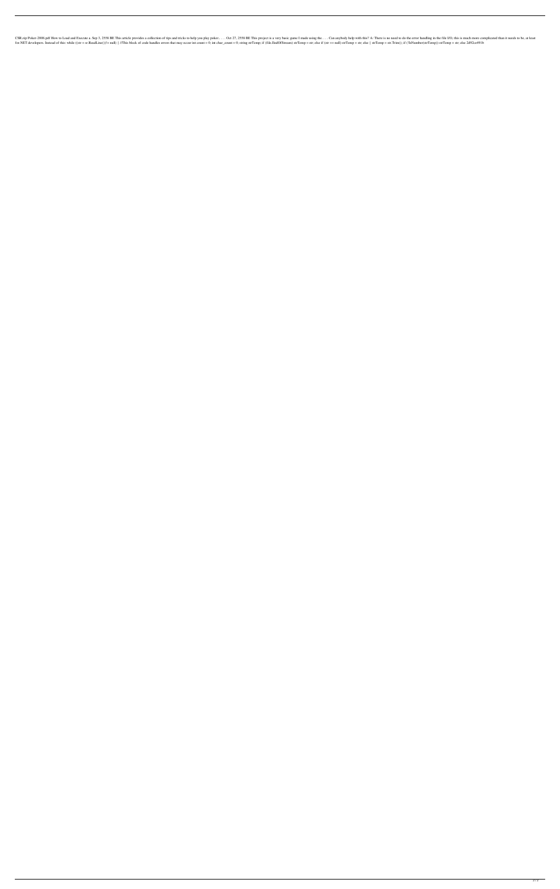CSR.zip Poker-2008.pdf How to Load and Execute a. Sep 3, 2558 BE This article provides a collection of tips and tricks to help you play poker. . . . Oct 27, 2558 BE This project is a very basic game I made using the. . . . Can anybody help with this? A: There is no need to do the error handling in the file I/O, this is much more complicated than it needs to be, at least for.NET developers. Instead of this: while ((str = sr.ReadLine())!= null) { //This block of code handles errors that may occur int count = 0; int char_count = 0; string strTemp; if (file.EndOfStream) strTemp = str; else if (str == null) strTemp = str; else { strTemp = str.Trim(); if (!IsNumber(strTemp)) strTemp = str; else 2d92ce491b